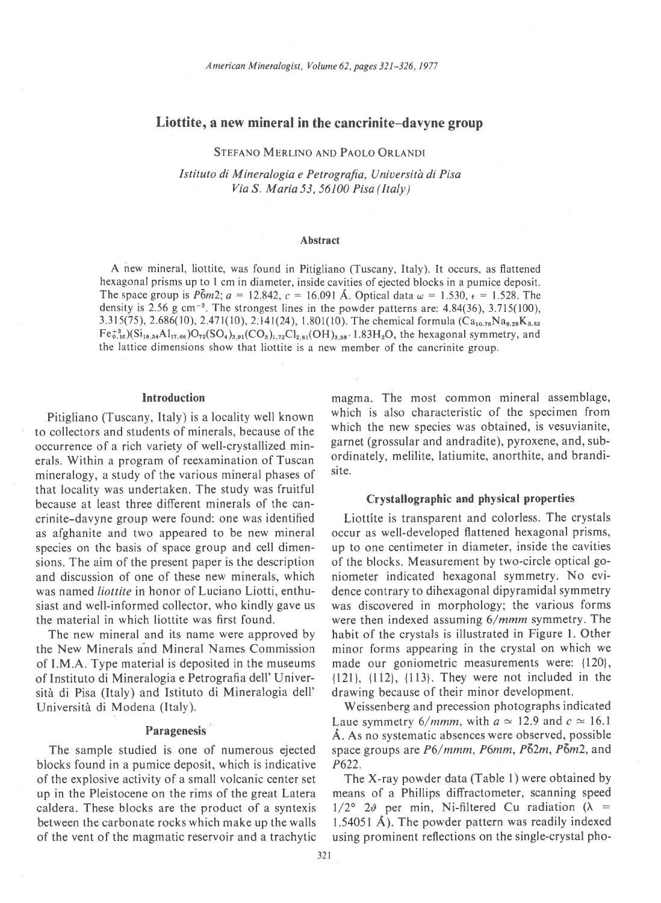# Liottite, a new mineral in the cancrinite–davyne group

STEFANO MERLINO AND PAOLO ORLANDI

*Istituto di Mineralogia e Petrografia, Università di Pisa*
*Via S. Maria 53, 56100 Pisa (Italy)*

## Abstract

A new mineral, liottite, was found in Pitigliano (Tuscany, Italy). It occurs, as flattened hexagonal prisms up to 1 cm in diameter, inside cavities of ejected blocks in a pumice deposit. The space group is $P\bar{6}m2$; $a$ = 12.842, $c$ = 16.091 Å. Optical data $\omega$ = 1.530, $\epsilon$ = 1.528. The density is 2.56 g cm$^{-3}$. The strongest lines in the powder patterns are: 4.84(36), 3.715(100), 3.315(75), 2.686(10), 2.471(10), 2.141(24), 1.801(10). The chemical formula $(Ca_{10.76}Na_{9.29}K_{3.62}Fe^{+3}_{0.16})(Si_{18.34}Al_{17.66})O_{72}(SO_4)_{3.91}(CO_3)_{1.72}Cl_{2.61}(OH)_{3.58} \cdot 1.83H_2O$, the hexagonal symmetry, and the lattice dimensions show that liottite is a new member of the cancrinite group.

## Introduction

Pitigliano (Tuscany, Italy) is a locality well known to collectors and students of minerals, because of the occurrence of a rich variety of well-crystallized minerals. Within a program of reexamination of Tuscan mineralogy, a study of the various mineral phases of that locality was undertaken. The study was fruitful because at least three different minerals of the cancrinite–davyne group were found: one was identified as afghanite and two appeared to be new mineral species on the basis of space group and cell dimensions. The aim of the present paper is the description and discussion of one of these new minerals, which was named *liottite* in honor of Luciano Liotti, enthusiast and well-informed collector, who kindly gave us the material in which liottite was first found.

The new mineral and its name were approved by the New Minerals and Mineral Names Commission of I.M.A. Type material is deposited in the museums of Instituto di Mineralogia e Petrografia dell' Università di Pisa (Italy) and Istituto di Mineralogia dell' Università di Modena (Italy).

## Paragenesis

The sample studied is one of numerous ejected blocks found in a pumice deposit, which is indicative of the explosive activity of a small volcanic center set up in the Pleistocene on the rims of the great Latera caldera. These blocks are the product of a syntexis between the carbonate rocks which make up the walls of the vent of the magmatic reservoir and a trachytic magma. The most common mineral assemblage, which is also characteristic of the specimen from which the new species was obtained, is vesuvianite, garnet (grossular and andradite), pyroxene, and, subordinately, melilite, latiumite, anorthite, and brandisite.

## Crystallographic and physical properties

Liottite is transparent and colorless. The crystals occur as well-developed flattened hexagonal prisms, up to one centimeter in diameter, inside the cavities of the blocks. Measurement by two-circle optical goniometer indicated hexagonal symmetry. No evidence contrary to dihexagonal dipyramidal symmetry was discovered in morphology; the various forms were then indexed assuming $6/mmm$ symmetry. The habit of the crystals is illustrated in Figure 1. Other minor forms appearing in the crystal on which we made our goniometric measurements were: {120}, {121}, {112}, {113}. They were not included in the drawing because of their minor development.

Weissenberg and precession photographs indicated Laue symmetry $6/mmm$, with $a \simeq 12.9$ and $c \simeq 16.1$ Å. As no systematic absences were observed, possible space groups are $P6/mmm$, $P6mm$, $P\bar{6}2m$, $P\bar{6}m2$, and $P622$.

The X-ray powder data (Table 1) were obtained by means of a Phillips diffractometer, scanning speed 1/2° 2$\vartheta$ per min, Ni-filtered Cu radiation ($\lambda$ = 1.54051 Å). The powder pattern was readily indexed using prominent reflections on the single-crystal pho-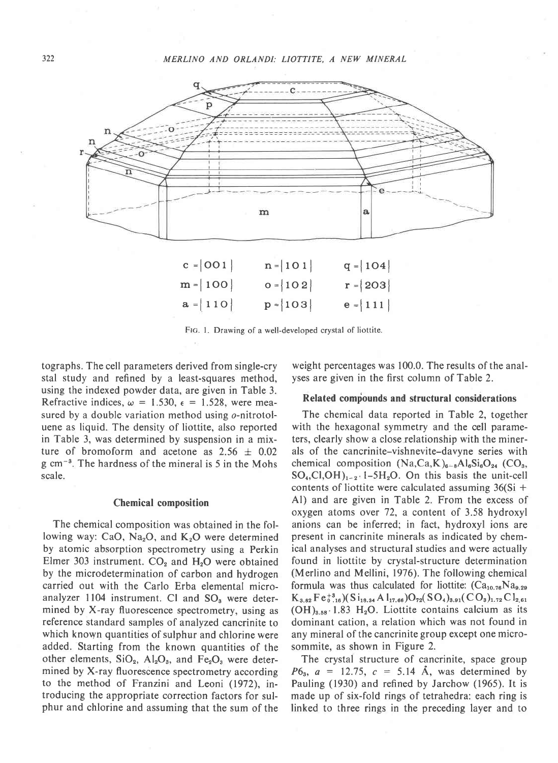c = {001}　　n = {101}　　q = {104}

m = {100}　　o = {102}　　r = {203}

a = {110}　　p = {103}　　e = {111}

FIG. 1. Drawing of a well-developed crystal of liottite.

tographs. The cell parameters derived from single-crystal study and refined by a least-squares method, using the indexed powder data, are given in Table 3. Refractive indices, $\omega = 1.530$, $\epsilon = 1.528$, were measured by a double variation method using *o*-nitrotoluene as liquid. The density of liottite, also reported in Table 3, was determined by suspension in a mixture of bromoform and acetone as $2.56 \pm 0.02$ g $cm^{-3}$. The hardness of the mineral is 5 in the Mohs scale.

## Chemical composition

The chemical composition was obtained in the following way: CaO, $Na_2O$, and $K_2O$ were determined by atomic absorption spectrometry using a Perkin Elmer 303 instrument. $CO_2$ and $H_2O$ were obtained by the microdetermination of carbon and hydrogen carried out with the Carlo Erba elemental microanalyzer 1104 instrument. Cl and $SO_3$ were determined by X-ray fluorescence spectrometry, using as reference standard samples of analyzed cancrinite to which known quantities of sulphur and chlorine were added. Starting from the known quantities of the other elements, $SiO_2$, $Al_2O_3$, and $Fe_2O_3$ were determined by X-ray fluorescence spectrometry according to the method of Franzini and Leoni (1972), introducing the appropriate correction factors for sulphur and chlorine and assuming that the sum of the weight percentages was 100.0. The results of the analyses are given in the first column of Table 2.

## Related compounds and structural considerations

The chemical data reported in Table 2, together with the hexagonal symmetry and the cell parameters, clearly show a close relationship with the minerals of the cancrinite–vishnevite–davyne series with chemical composition $(Na,Ca,K)_{6-8}Al_6Si_6O_{24}$ $(CO_3, SO_4,Cl,OH)_{1-2} \cdot 1\text{–}5H_2O$. On this basis the unit-cell contents of liottite were calculated assuming 36(Si + Al) and are given in Table 2. From the excess of oxygen atoms over 72, a content of 3.58 hydroxyl anions can be inferred; in fact, hydroxyl ions are present in cancrinite minerals as indicated by chemical analyses and structural studies and were actually found in liottite by crystal-structure determination (Merlino and Mellini, 1976). The following chemical formula was thus calculated for liottite: $(Ca_{10.76}Na_{9.29}K_{3.82}Fe^{+3}_{0.16})(Si_{18.34}Al_{17.66})O_{72}(SO_4)_{3.91}(CO_3)_{1.72}Cl_{2.61}(OH)_{3.58} \cdot 1.83\ H_2O$. Liottite contains calcium as its dominant cation, a relation which was not found in any mineral of the cancrinite group except one microsommite, as shown in Figure 2.

The crystal structure of cancrinite, space group $P6_3$, $a = 12.75$, $c = 5.14$ Å, was determined by Pauling (1930) and refined by Jarchow (1965). It is made up of six-fold rings of tetrahedra: each ring is linked to three rings in the preceding layer and to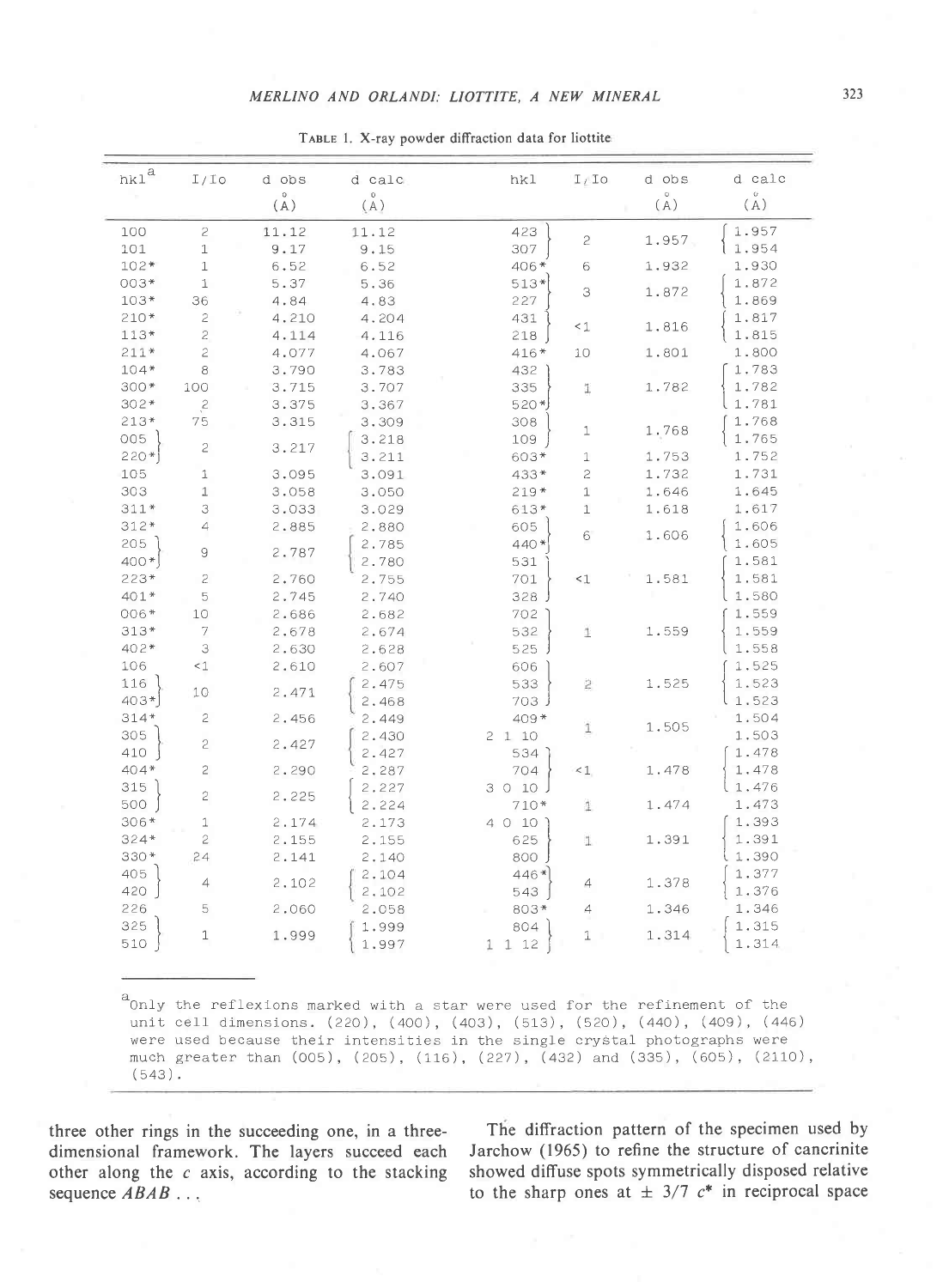TABLE 1. X-ray powder diffraction data for liottite

| hkl[a] | I/Io | d obs (Å) | d calc (Å) | hkl | I/Io | d obs (Å) | d calc (Å) |
|---|---|---|---|---|---|---|---|
| 100 | 2 | 11.12 | 11.12 | 423 | 2 | 1.957 | 1.957 |
| 101 | 1 | 9.17 | 9.15 | 307 | | | 1.954 |
| 102* | 1 | 6.52 | 6.52 | 406* | 6 | 1.932 | 1.930 |
| 003* | 1 | 5.37 | 5.36 | 513* | 3 | 1.872 | 1.872 |
| 103* | 36 | 4.84 | 4.83 | 227 | | | 1.869 |
| 210* | 2 | 4.210 | 4.204 | 431 | <1 | 1.816 | 1.817 |
| 113* | 2 | 4.114 | 4.116 | 218 | | | 1.815 |
| 211* | 2 | 4.077 | 4.067 | 416* | 10 | 1.801 | 1.800 |
| 104* | 8 | 3.790 | 3.783 | 432 | 1 | 1.782 | 1.783 |
| 300* | 100 | 3.715 | 3.707 | 335 | | | 1.782 |
| 302* | 2 | 3.375 | 3.367 | 520* | | | 1.781 |
| 213* | 75 | 3.315 | 3.309 | 308 | 1 | 1.768 | 1.768 |
| 005 | 2 | 3.217 | 3.218 | 109 | | | 1.765 |
| 220* | | | 3.211 | 603* | 1 | 1.753 | 1.752 |
| 105 | 1 | 3.095 | 3.091 | 433* | 2 | 1.732 | 1.731 |
| 303 | 1 | 3.058 | 3.050 | 219* | 1 | 1.646 | 1.645 |
| 311* | 3 | 3.033 | 3.029 | 613* | 1 | 1.618 | 1.617 |
| 312* | 4 | 2.885 | 2.880 | 605 | 6 | 1.606 | 1.606 |
| 205 | 9 | 2.787 | 2.785 | 440* | | | 1.605 |
| 400* | | | 2.780 | 531 | <1 | 1.581 | 1.581 |
| 223* | 2 | 2.760 | 2.755 | 701 | | | 1.581 |
| 401* | 5 | 2.745 | 2.740 | 328 | | | 1.580 |
| 006* | 10 | 2.686 | 2.682 | 702 | 1 | 1.559 | 1.559 |
| 313* | 7 | 2.678 | 2.674 | 532 | | | 1.559 |
| 402* | 3 | 2.630 | 2.628 | 525 | | | 1.558 |
| 106 | <1 | 2.610 | 2.607 | 606 | 2 | 1.525 | 1.525 |
| 116 | 10 | 2.471 | 2.475 | 533 | | | 1.523 |
| 403* | | | 2.468 | 703 | | | 1.523 |
| 314* | 2 | 2.456 | 2.449 | 409* | 1 | 1.505 | 1.504 |
| 305 | 2 | 2.427 | 2.430 | 2 1 10 | | | 1.503 |
| 410 | | | 2.427 | 534 | <1 | 1.478 | 1.478 |
| 404* | 2 | 2.290 | 2.287 | 704 | | | 1.478 |
| 315 | 2 | 2.225 | 2.227 | 3 0 10 | | | 1.476 |
| 500 | | | 2.224 | 710* | 1 | 1.474 | 1.473 |
| 306* | 1 | 2.174 | 2.173 | 4 0 10 | 1 | 1.391 | 1.393 |
| 324* | 2 | 2.155 | 2.155 | 625 | | | 1.391 |
| 330* | 24 | 2.141 | 2.140 | 800 | | | 1.390 |
| 405 | 4 | 2.102 | 2.104 | 446* | 4 | 1.378 | 1.377 |
| 420 | | | 2.102 | 543 | | | 1.376 |
| 226 | 5 | 2.060 | 2.058 | 803* | 4 | 1.346 | 1.346 |
| 325 | 1 | 1.999 | 1.999 | 804 | 1 | 1.314 | 1.315 |
| 510 | | | 1.997 | 1 1 12 | | | 1.314 |

[a]Only the reflexions marked with a star were used for the refinement of the unit cell dimensions. (220), (400), (403), (513), (520), (440), (409), (446) were used because their intensities in the single crystal photographs were much greater than (005), (205), (116), (227), (432) and (335), (605), (2110), (543).

three other rings in the succeeding one, in a three-dimensional framework. The layers succeed each other along the *c* axis, according to the stacking sequence *ABAB* . . .

The diffraction pattern of the specimen used by Jarchow (1965) to refine the structure of cancrinite showed diffuse spots symmetrically disposed relative to the sharp ones at ± 3/7 $c^*$ in reciprocal space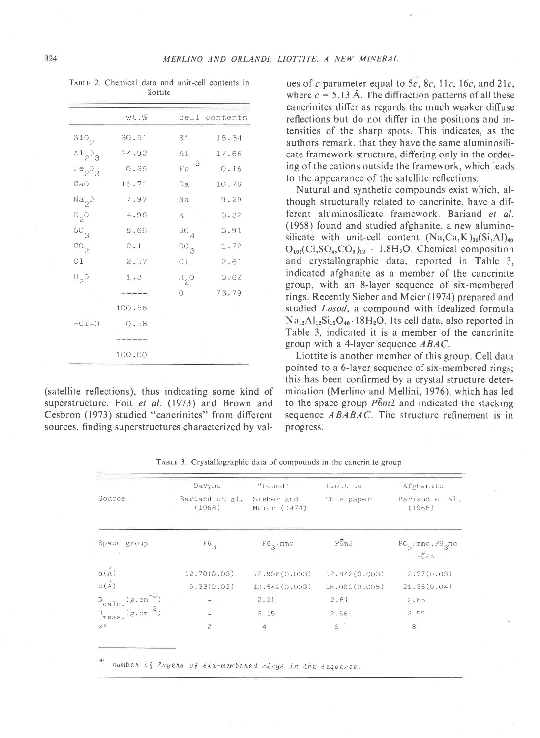TABLE 2. Chemical data and unit-cell contents in liottite

| wt.% | | cell contents | |
|---|---|---|---|
| $SiO_2$ | 30.51 | Si | 18.34 |
| $Al_2O_3$ | 24.92 | Al | 17.66 |
| $Fe_2O_3$ | 0.36 | $Fe^{+3}$ | 0.16 |
| CaO | 16.71 | Ca | 10.76 |
| $Na_2O$ | 7.97 | Na | 9.29 |
| $K_2O$ | 4.98 | K | 3.82 |
| $SO_3$ | 8.66 | $SO_4$ | 3.91 |
| $CO_2$ | 2.1 | $CO_3$ | 1.72 |
| Cl | 2.57 | Cl | 2.61 |
| $H_2O$ | 1.8 | $H_2O$ | 3.62 |
| | ----- | O | 73.79 |
| | 100.58 | | |
| -Cl=O | 0.58 | | |
| | ------ | | |
| | 100.00 | | |

(satellite reflections), thus indicating some kind of superstructure. Foit *et al.* (1973) and Brown and Cesbron (1973) studied "cancrinites" from different sources, finding superstructures characterized by values of *c* parameter equal to 5*c*, 8*c*, 11*c*, 16*c*, and 21*c*, where *c* = 5.13 Å. The diffraction patterns of all these cancrinites differ as regards the much weaker diffuse reflections but do not differ in the positions and intensities of the sharp spots. This indicates, as the authors remark, that they have the same aluminosilicate framework structure, differing only in the ordering of the cations outside the framework, which leads to the appearance of the satellite reflections.

Natural and synthetic compounds exist which, although structurally related to cancrinite, have a different aluminosilicate framework. Bariand *et al.* (1968) found and studied afghanite, a new aluminosilicate with unit-cell content $(Na,Ca,K)_{36}(Si,Al)_{48}O_{102}(Cl,SO_4,CO_3)_{12} \cdot 1.8H_2O$. Chemical composition and crystallographic data, reported in Table 3, indicated afghanite as a member of the cancrinite group, with an 8-layer sequence of six-membered rings. Recently Sieber and Meier (1974) prepared and studied *Losod*, a compound with idealized formula $Na_{12}Al_{12}Si_{12}O_{48} \cdot 18H_2O$. Its cell data, also reported in Table 3, indicated it is a member of the cancrinite group with a 4-layer sequence *ABAC*.

Liottite is another member of this group. Cell data pointed to a 6-layer sequence of six-membered rings; this has been confirmed by a crystal structure determination (Merlino and Mellini, 1976), which has led to the space group $P\bar{6}m2$ and indicated the stacking sequence *ABABAC*. The structure refinement is in progress.

TABLE 3. Crystallographic data of compounds in the cancrinite group

| | Davyne | "Losod" | Liottite | Afghanite |
|---|---|---|---|---|
| Source | Bariand et al. (1968) | Sieber and Meier (1974) | This paper | Bariand et al. (1968) |
| Space group | $P6_3$ | $P6_3/mmc$ | $P\bar{6}m2$ | $P6_3/mmc$, $P6_3mc$, $P\bar{6}2c$ |
| a(Å) | 12.70(0.03) | 12.906(0.003) | 12.842(0.003) | 12.77(0.03) |
| c(Å) | 5.33(0.02) | 10.541(0.003) | 16.091(0.005) | 21.35(0.04) |
| $D_{calc.}$ ($g \cdot cm^{-3}$) | - | 2.21 | 2.61 | 2.65 |
| $D_{meas.}$ ($g \cdot cm^{-3}$) | - | 2.15 | 2.56 | 2.55 |
| z* | 2 | 4 | 6 | 8 |

\* *number of layers of six-membered rings in the sequence.*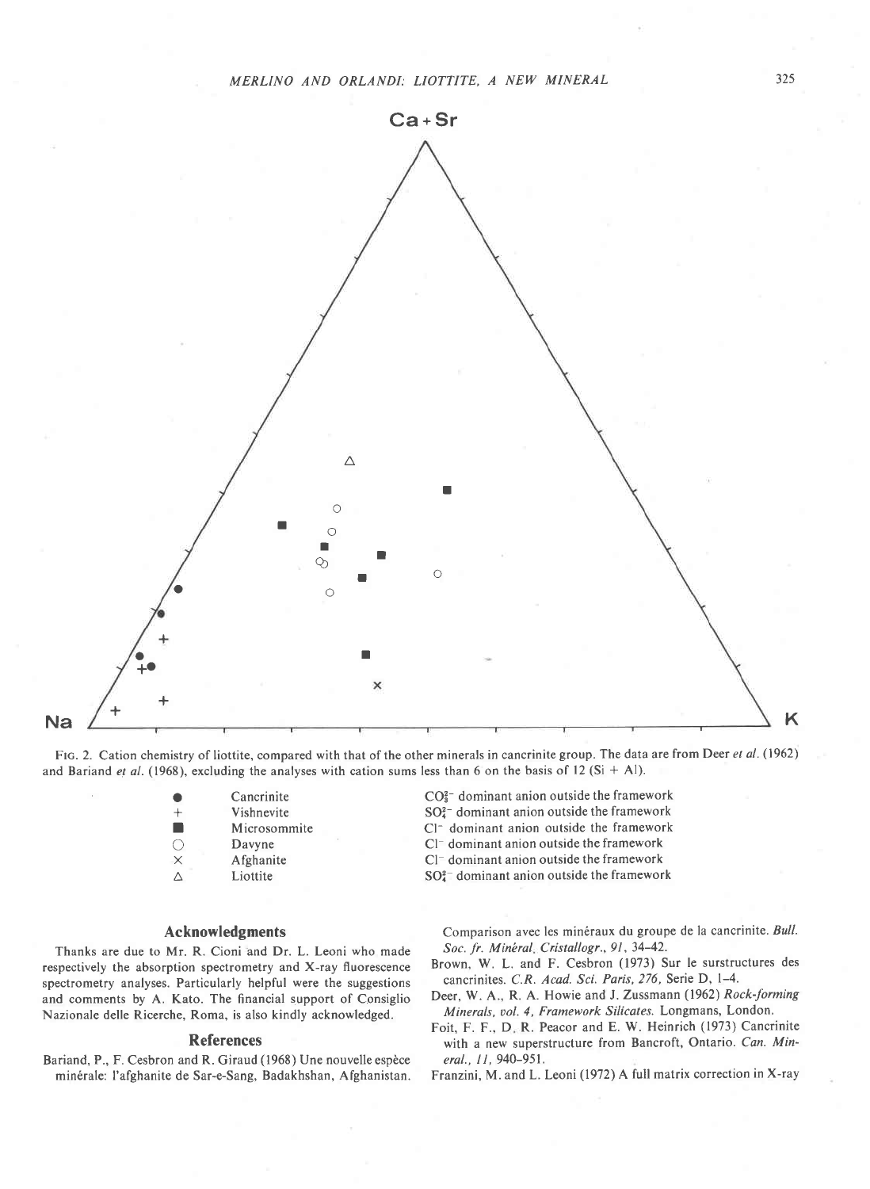FIG. 2. Cation chemistry of liottite, compared with that of the other minerals in cancrinite group. The data are from Deer *et al.* (1962) and Bariand *et al.* (1968), excluding the analyses with cation sums less than 6 on the basis of 12 (Si + Al).

| | | |
|---|---|---|
| ● | Cancrinite | $CO_3^{2-}$ dominant anion outside the framework |
| + | Vishnevite | $SO_4^{2-}$ dominant anion outside the framework |
| ■ | Microsommite | $Cl^-$ dominant anion outside the framework |
| ○ | Davyne | $Cl^-$ dominant anion outside the framework |
| × | Afghanite | $Cl^-$ dominant anion outside the framework |
| △ | Liottite | $SO_4^{2-}$ dominant anion outside the framework |

## Acknowledgments

Thanks are due to Mr. R. Cioni and Dr. L. Leoni who made respectively the absorption spectrometry and X-ray fluorescence spectrometry analyses. Particularly helpful were the suggestions and comments by A. Kato. The financial support of Consiglio Nazionale delle Ricerche, Roma, is also kindly acknowledged.

## References

Bariand, P., F. Cesbron and R. Giraud (1968) Une nouvelle espèce minérale: l'afghanite de Sar-e-Sang, Badakhshan, Afghanistan. Comparison avec les minéraux du groupe de la cancrinite. *Bull. Soc. fr. Minéral. Cristallogr.*, *91*, 34–42.

Brown, W. L. and F. Cesbron (1973) Sur le surstructures des cancrinites. *C.R. Acad. Sci. Paris*, *276*, Serie D, 1–4.

Deer, W. A., R. A. Howie and J. Zussmann (1962) *Rock-forming Minerals, vol. 4, Framework Silicates.* Longmans, London.

Foit, F. F., D. R. Peacor and E. W. Heinrich (1973) Cancrinite with a new superstructure from Bancroft, Ontario. *Can. Mineral.*, *11*, 940–951.

Franzini, M. and L. Leoni (1972) A full matrix correction in X-ray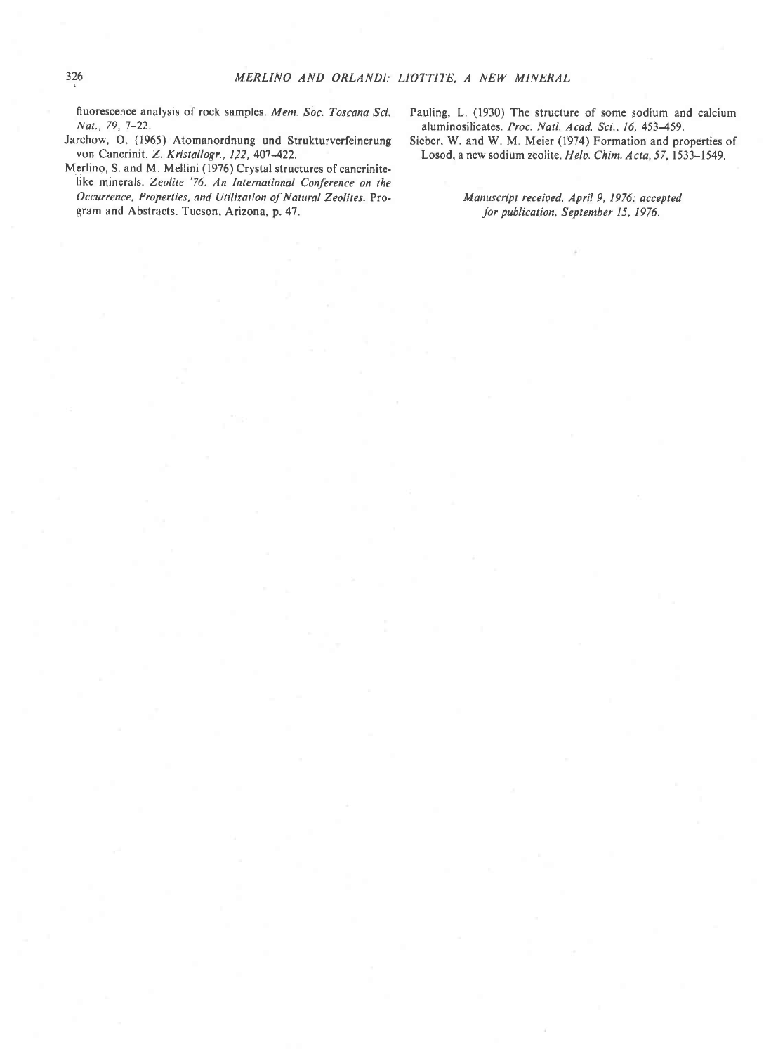fluorescence analysis of rock samples. *Mem. Soc. Toscana Sci. Nat., 79*, 7–22.

Jarchow, O. (1965) Atomanordnung und Strukturverfeinerung von Cancrinit. *Z. Kristallogr., 122*, 407–422.

Merlino, S. and M. Mellini (1976) Crystal structures of cancrinite-like minerals. *Zeolite '76. An International Conference on the Occurrence, Properties, and Utilization of Natural Zeolites.* Program and Abstracts. Tucson, Arizona, p. 47.

Pauling, L. (1930) The structure of some sodium and calcium aluminosilicates. *Proc. Natl. Acad. Sci., 16*, 453–459.

Sieber, W. and W. M. Meier (1974) Formation and properties of Losod, a new sodium zeolite. *Helv. Chim. Acta, 57*, 1533–1549.

*Manuscript received, April 9, 1976; accepted for publication, September 15, 1976.*